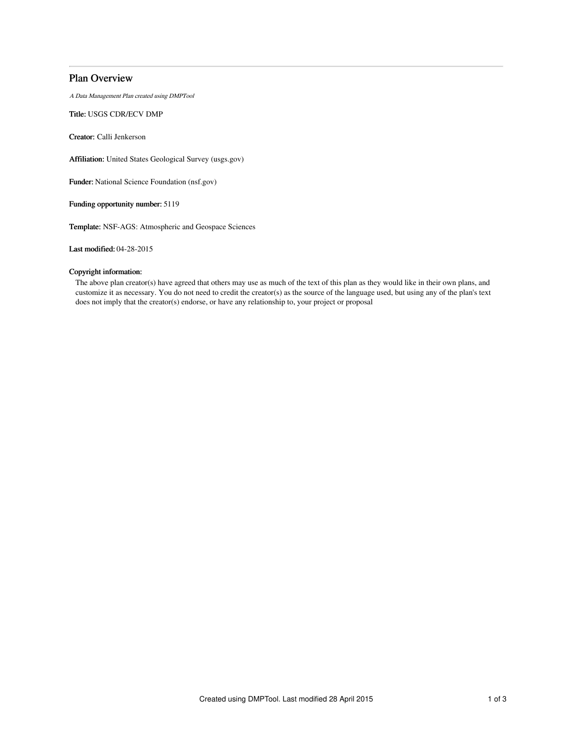# Plan Overview

*A Data Management Plan created using DMPTool*

**Title:** USGS CDR/ECV DMP

**Creator:** Calli Jenkerson

**Affiliation:** United States Geological Survey (usgs.gov)

**Funder:** National Science Foundation (nsf.gov)

**Funding opportunity number:** 5119

**Template:** NSF-AGS: Atmospheric and Geospace Sciences

**Last modified:** 04-28-2015

**Copyright information:**

The above plan creator(s) have agreed that others may use as much of the text of this plan as they would like in their own plans, and customize it as necessary. You do not need to credit the creator(s) as the source of the language used, but using any of the plan's text does not imply that the creator(s) endorse, or have any relationship to, your project or proposal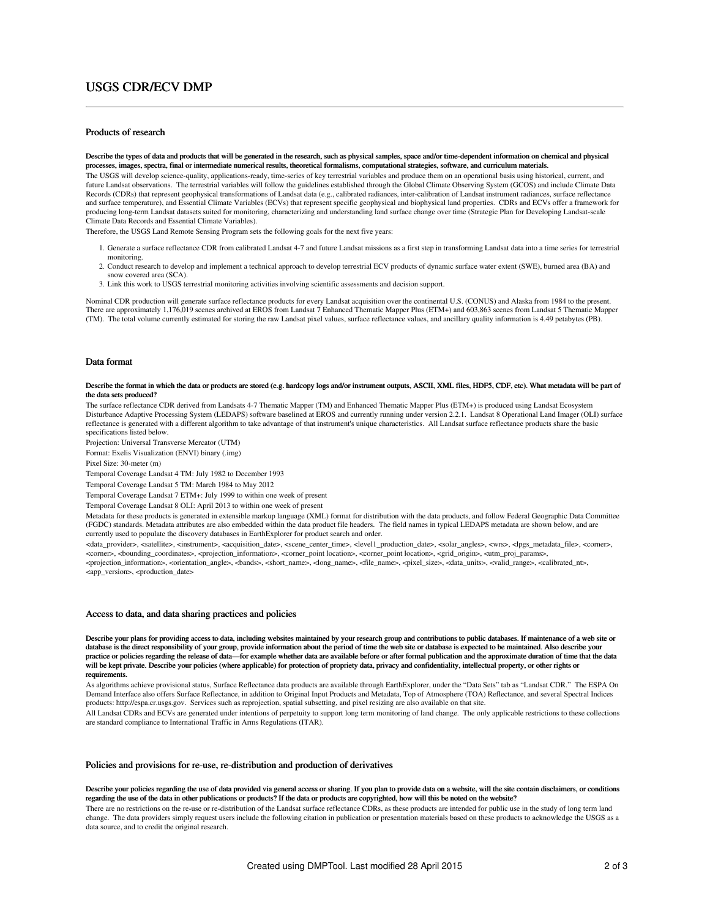# USGS CDR/ECV DMP

## Products of research

**Describe the types of data and products that will be generated in the research, such as physical samples, space and/or time-dependent information on chemical and physical processes, images, spectra, final or intermediate numerical results, theoretical formalisms, computational strategies, software, and curriculum materials.**

The USGS will develop science-quality, applications-ready, time-series of key terrestrial variables and produce them on an operational basis using historical, current, and future Landsat observations. The terrestrial variables will follow the guidelines established through the Global Climate Observing System (GCOS) and include Climate Data Records (CDRs) that represent geophysical transformations of Landsat data (e.g., calibrated radiances, inter-calibration of Landsat instrument radiances, surface reflectance and surface temperature), and Essential Climate Variables (ECVs) that represent specific geophysical and biophysical land properties. CDRs and ECVs offer a framework for producing long-term Landsat datasets suited for monitoring, characterizing and understanding land surface change over time (Strategic Plan for Developing Landsat-scale Climate Data Records and Essential Climate Variables).

Therefore, the USGS Land Remote Sensing Program sets the following goals for the next five years:

1. Generate a surface reflectance CDR from calibrated Landsat 4-7 and future Landsat missions as a first step in transforming Landsat data into a time series for terrestrial monitoring.
2. Conduct research to develop and implement a technical approach to develop terrestrial ECV products of dynamic surface water extent (SWE), burned area (BA) and snow covered area (SCA).
3. Link this work to USGS terrestrial monitoring activities involving scientific assessments and decision support.

Nominal CDR production will generate surface reflectance products for every Landsat acquisition over the continental U.S. (CONUS) and Alaska from 1984 to the present. There are approximately 1,176,019 scenes archived at EROS from Landsat 7 Enhanced Thematic Mapper Plus (ETM+) and 603,863 scenes from Landsat 5 Thematic Mapper (TM). The total volume currently estimated for storing the raw Landsat pixel values, surface reflectance values, and ancillary quality information is 4.49 petabytes (PB).

## Data format

**Describe the format in which the data or products are stored (e.g. hardcopy logs and/or instrument outputs, ASCII, XML files, HDF5, CDF, etc). What metadata will be part of the data sets produced?**

The surface reflectance CDR derived from Landsats 4-7 Thematic Mapper (TM) and Enhanced Thematic Mapper Plus (ETM+) is produced using Landsat Ecosystem Disturbance Adaptive Processing System (LEDAPS) software baselined at EROS and currently running under version 2.2.1. Landsat 8 Operational Land Imager (OLI) surface reflectance is generated with a different algorithm to take advantage of that instrument's unique characteristics. All Landsat surface reflectance products share the basic specifications listed below.

Projection: Universal Transverse Mercator (UTM)

Format: Exelis Visualization (ENVI) binary (.img)

Pixel Size: 30-meter (m)

Temporal Coverage Landsat 4 TM: July 1982 to December 1993

Temporal Coverage Landsat 5 TM: March 1984 to May 2012

Temporal Coverage Landsat 7 ETM+: July 1999 to within one week of present

Temporal Coverage Landsat 8 OLI: April 2013 to within one week of present

Metadata for these products is generated in extensible markup language (XML) format for distribution with the data products, and follow Federal Geographic Data Committee (FGDC) standards. Metadata attributes are also embedded within the data product file headers. The field names in typical LEDAPS metadata are shown below, and are currently used to populate the discovery databases in EarthExplorer for product search and order.

<data_provider>, <satellite>, <instrument>, <acquisition_date>, <scene_center_time>, <level1_production_date>, <solar_angles>, <wrs>, <lpgs_metadata_file>, <corner>, <corner>, <bounding_coordinates>, <projection_information>, <corner_point location>, <corner_point location>, <grid_origin>, <utm_proj_params>, <projection_information>, <orientation_angle>, <bands>, <short_name>, <long_name>, <file_name>, <pixel_size>, <data_units>, <valid_range>, <calibrated_nt>, <app_version>, <production_date>

## Access to data, and data sharing practices and policies

**Describe your plans for providing access to data, including websites maintained by your research group and contributions to public databases. If maintenance of a web site or database is the direct responsibility of your group, provide information about the period of time the web site or database is expected to be maintained. Also describe your practice or policies regarding the release of data—for example whether data are available before or after formal publication and the approximate duration of time that the data will be kept private. Describe your policies (where applicable) for protection of propriety data, privacy and confidentiality, intellectual property, or other rights or requirements.**

As algorithms achieve provisional status, Surface Reflectance data products are available through EarthExplorer, under the "Data Sets" tab as "Landsat CDR." The ESPA On Demand Interface also offers Surface Reflectance, in addition to Original Input Products and Metadata, Top of Atmosphere (TOA) Reflectance, and several Spectral Indices products: http://espa.cr.usgs.gov. Services such as reprojection, spatial subsetting, and pixel resizing are also available on that site.

All Landsat CDRs and ECVs are generated under intentions of perpetuity to support long term monitoring of land change. The only applicable restrictions to these collections are standard compliance to International Traffic in Arms Regulations (ITAR).

## Policies and provisions for re-use, re-distribution and production of derivatives

**Describe your policies regarding the use of data provided via general access or sharing. If you plan to provide data on a website, will the site contain disclaimers, or conditions regarding the use of the data in other publications or products? If the data or products are copyrighted, how will this be noted on the website?**

There are no restrictions on the re-use or re-distribution of the Landsat surface reflectance CDRs, as these products are intended for public use in the study of long term land change. The data providers simply request users include the following citation in publication or presentation materials based on these products to acknowledge the USGS as a data source, and to credit the original research.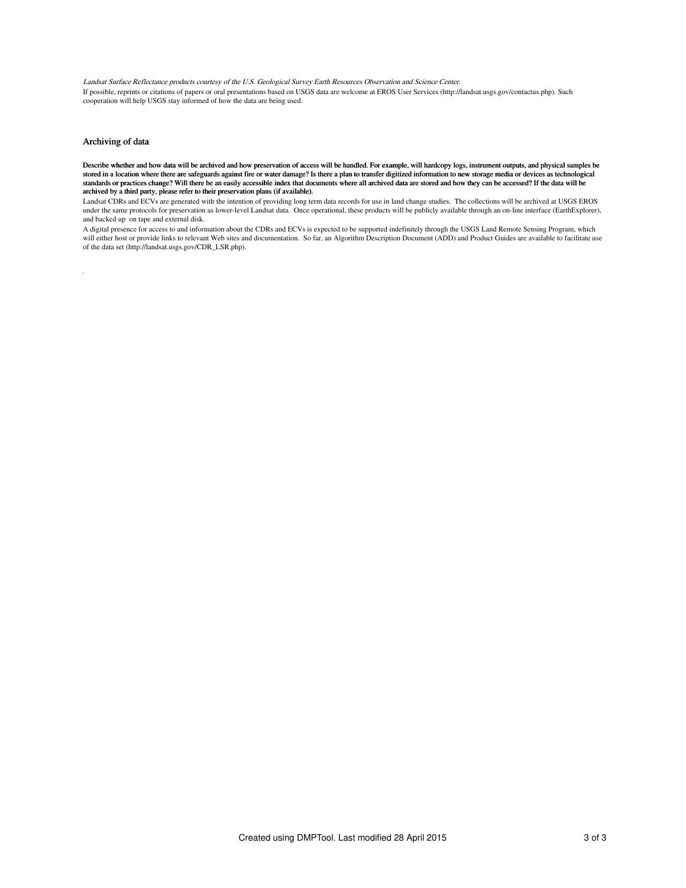*Landsat Surface Reflectance products courtesy of the U.S. Geological Survey Earth Resources Observation and Science Center.*

If possible, reprints or citations of papers or oral presentations based on USGS data are welcome at EROS User Services (http://landsat.usgs.gov/contactus.php). Such cooperation will help USGS stay informed of how the data are being used.

## Archiving of data

**Describe whether and how data will be archived and how preservation of access will be handled. For example, will hardcopy logs, instrument outputs, and physical samples be stored in a location where there are safeguards against fire or water damage? Is there a plan to transfer digitized information to new storage media or devices as technological standards or practices change? Will there be an easily accessible index that documents where all archived data are stored and how they can be accessed? If the data will be archived by a third party, please refer to their preservation plans (if available).**

Landsat CDRs and ECVs are generated with the intention of providing long term data records for use in land change studies. The collections will be archived at USGS EROS under the same protocols for preservation as lower-level Landsat data. Once operational, these products will be publicly available through an on-line interface (EarthExplorer), and backed up on tape and external disk.

A digital presence for access to and information about the CDRs and ECVs is expected to be supported indefinitely through the USGS Land Remote Sensing Program, which will either host or provide links to relevant Web sites and documentation. So far, an Algorithm Description Document (ADD) and Product Guides are available to facilitate use of the data set (http://landsat.usgs.gov/CDR_LSR.php).